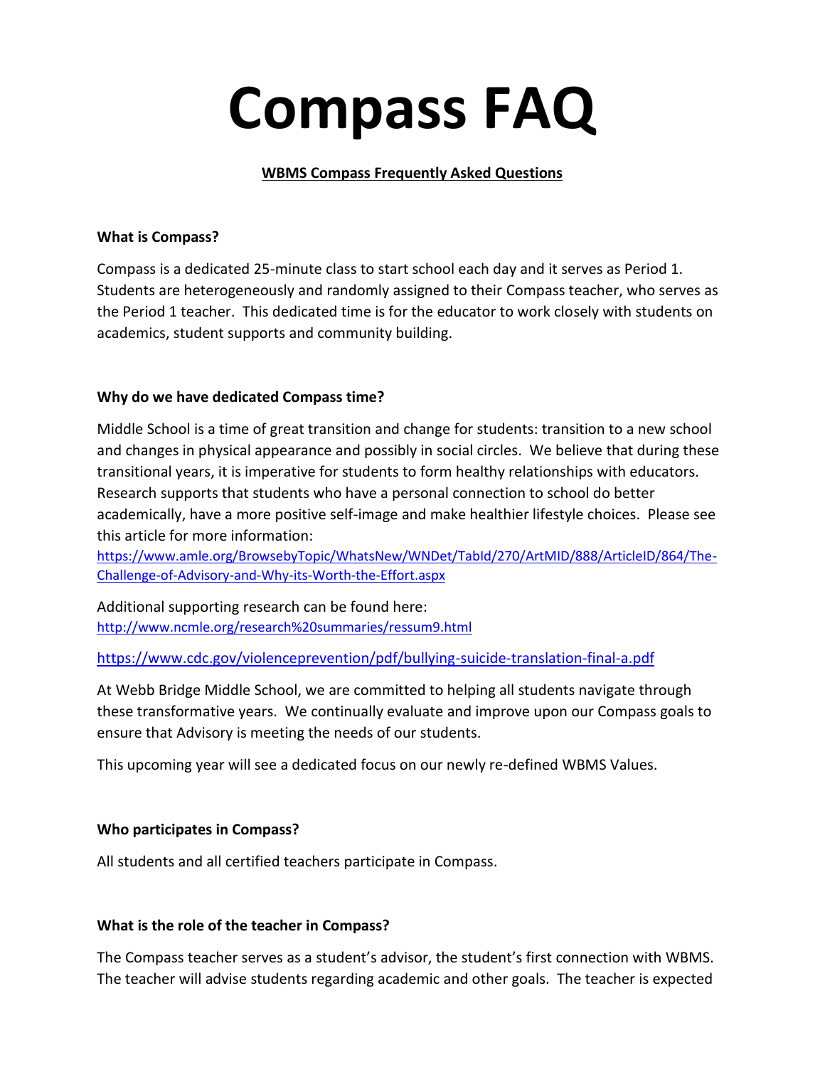# Compass FAQ

**WBMS Compass Frequently Asked Questions**

**What is Compass?**

Compass is a dedicated 25-minute class to start school each day and it serves as Period 1. Students are heterogeneously and randomly assigned to their Compass teacher, who serves as the Period 1 teacher. This dedicated time is for the educator to work closely with students on academics, student supports and community building.

**Why do we have dedicated Compass time?**

Middle School is a time of great transition and change for students: transition to a new school and changes in physical appearance and possibly in social circles. We believe that during these transitional years, it is imperative for students to form healthy relationships with educators. Research supports that students who have a personal connection to school do better academically, have a more positive self-image and make healthier lifestyle choices. Please see this article for more information:
https://www.amle.org/BrowsebyTopic/WhatsNew/WNDet/TabId/270/ArtMID/888/ArticleID/864/The-Challenge-of-Advisory-and-Why-its-Worth-the-Effort.aspx

Additional supporting research can be found here:
http://www.ncmle.org/research%20summaries/ressum9.html

https://www.cdc.gov/violenceprevention/pdf/bullying-suicide-translation-final-a.pdf

At Webb Bridge Middle School, we are committed to helping all students navigate through these transformative years. We continually evaluate and improve upon our Compass goals to ensure that Advisory is meeting the needs of our students.

This upcoming year will see a dedicated focus on our newly re-defined WBMS Values.

**Who participates in Compass?**

All students and all certified teachers participate in Compass.

**What is the role of the teacher in Compass?**

The Compass teacher serves as a student's advisor, the student's first connection with WBMS. The teacher will advise students regarding academic and other goals. The teacher is expected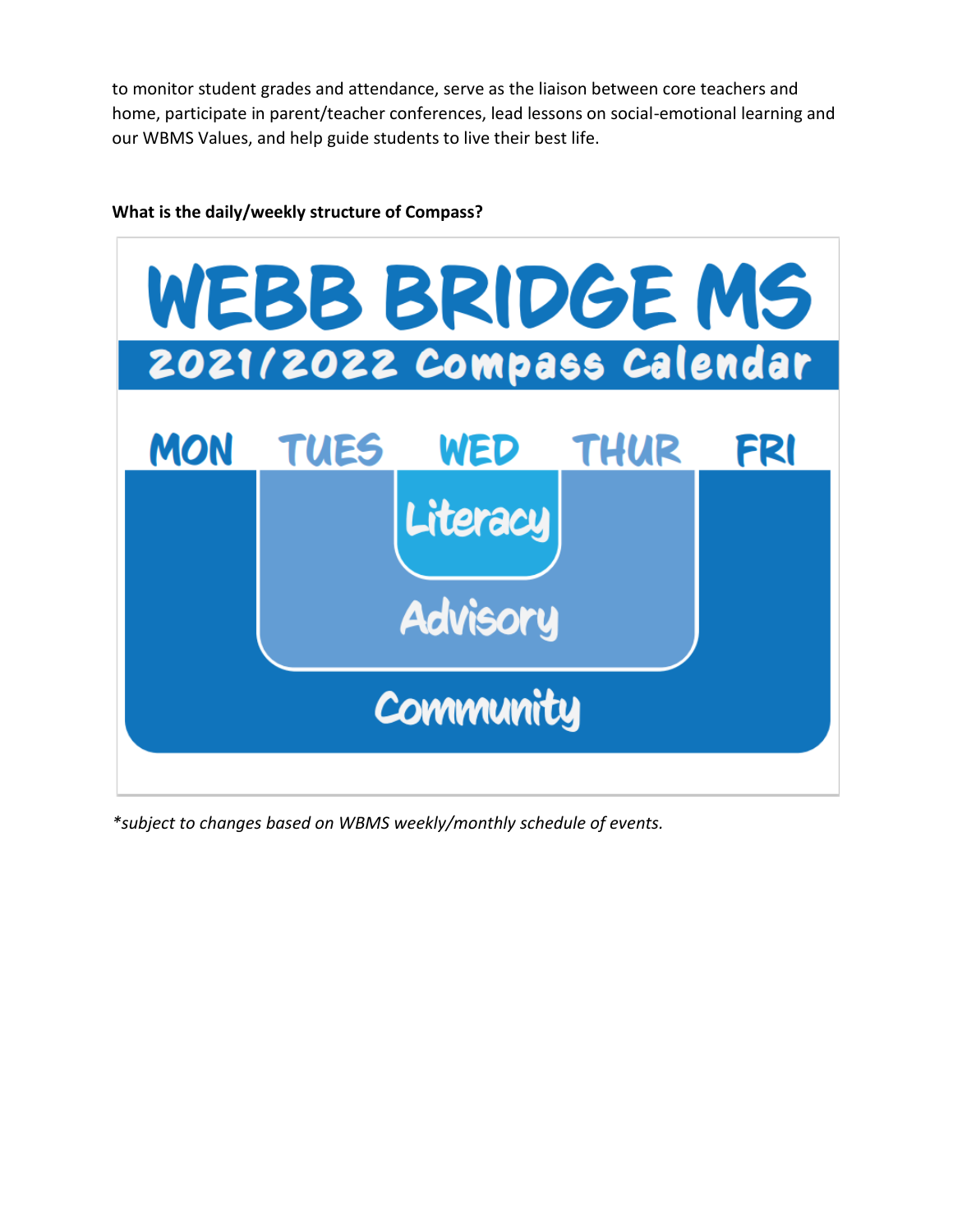to monitor student grades and attendance, serve as the liaison between core teachers and home, participate in parent/teacher conferences, lead lessons on social-emotional learning and our WBMS Values, and help guide students to live their best life.

**What is the daily/weekly structure of Compass?**

WEBB BRIDGE MS

2021/2022 Compass Calendar

MON TUES WED THUR FRI

Literacy

Advisory

Community

*\*subject to changes based on WBMS weekly/monthly schedule of events.*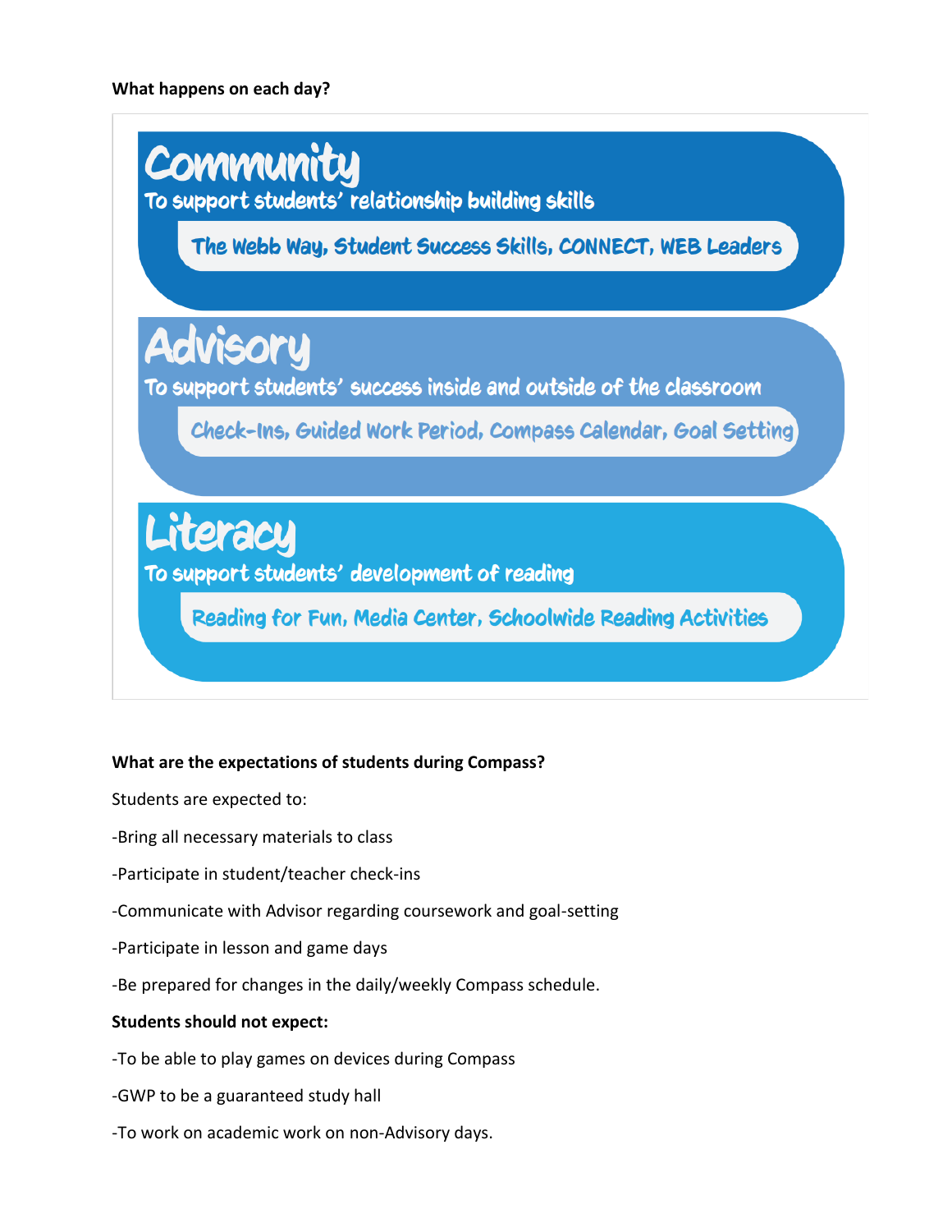**What happens on each day?**

## Community

To support students' relationship building skills

The Webb Way, Student Success Skills, CONNECT, WEB Leaders

## Advisory

To support students' success inside and outside of the classroom

Check-Ins, Guided Work Period, Compass Calendar, Goal Setting

## Literacy

To support students' development of reading

Reading for Fun, Media Center, Schoolwide Reading Activities

**What are the expectations of students during Compass?**

Students are expected to:

-Bring all necessary materials to class

-Participate in student/teacher check-ins

-Communicate with Advisor regarding coursework and goal-setting

-Participate in lesson and game days

-Be prepared for changes in the daily/weekly Compass schedule.

**Students should not expect:**

-To be able to play games on devices during Compass

-GWP to be a guaranteed study hall

-To work on academic work on non-Advisory days.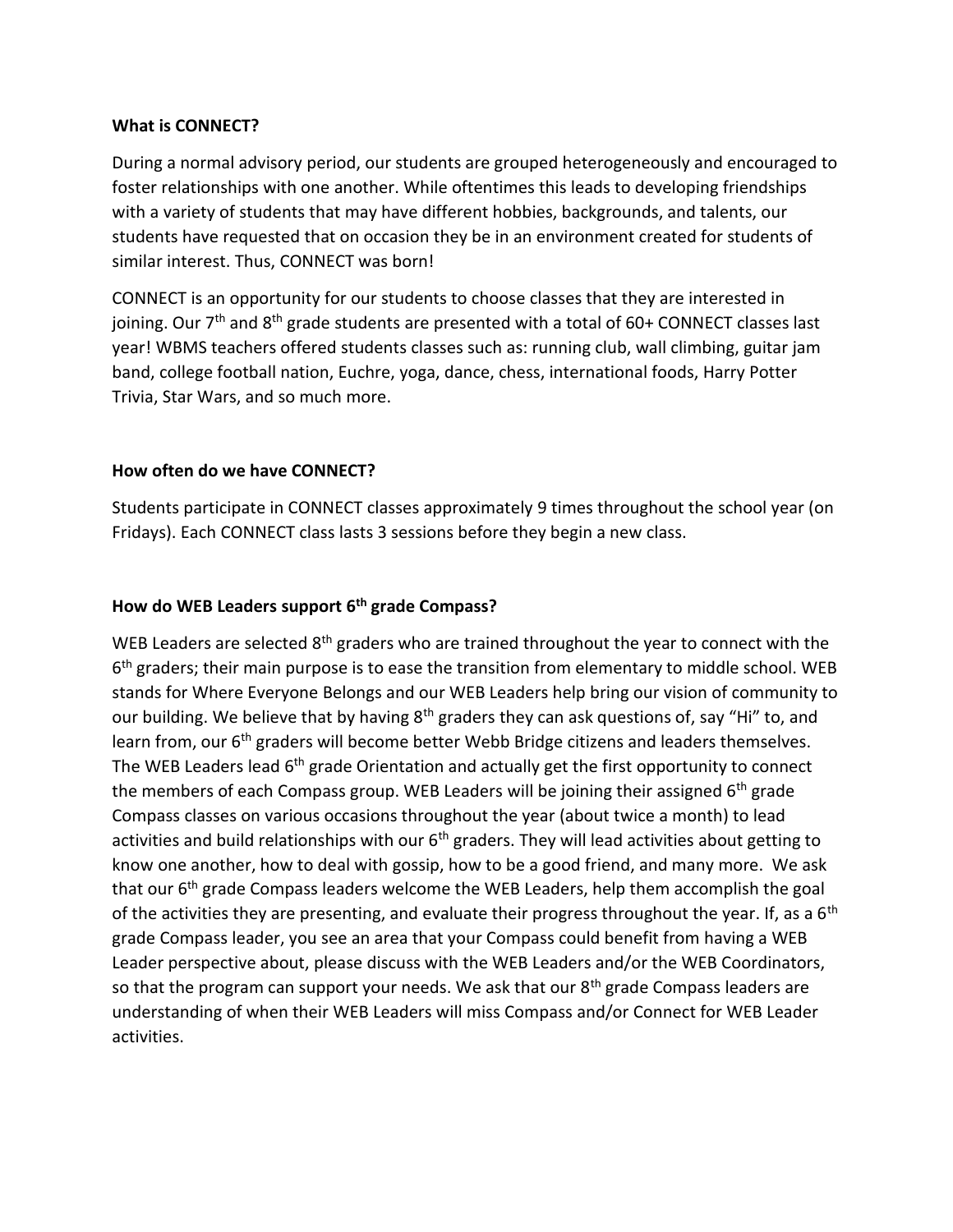**What is CONNECT?**

During a normal advisory period, our students are grouped heterogeneously and encouraged to foster relationships with one another. While oftentimes this leads to developing friendships with a variety of students that may have different hobbies, backgrounds, and talents, our students have requested that on occasion they be in an environment created for students of similar interest. Thus, CONNECT was born!

CONNECT is an opportunity for our students to choose classes that they are interested in joining. Our 7th and 8th grade students are presented with a total of 60+ CONNECT classes last year! WBMS teachers offered students classes such as: running club, wall climbing, guitar jam band, college football nation, Euchre, yoga, dance, chess, international foods, Harry Potter Trivia, Star Wars, and so much more.

**How often do we have CONNECT?**

Students participate in CONNECT classes approximately 9 times throughout the school year (on Fridays). Each CONNECT class lasts 3 sessions before they begin a new class.

**How do WEB Leaders support 6th grade Compass?**

WEB Leaders are selected 8th graders who are trained throughout the year to connect with the 6th graders; their main purpose is to ease the transition from elementary to middle school. WEB stands for Where Everyone Belongs and our WEB Leaders help bring our vision of community to our building. We believe that by having 8th graders they can ask questions of, say "Hi" to, and learn from, our 6th graders will become better Webb Bridge citizens and leaders themselves. The WEB Leaders lead 6th grade Orientation and actually get the first opportunity to connect the members of each Compass group. WEB Leaders will be joining their assigned 6th grade Compass classes on various occasions throughout the year (about twice a month) to lead activities and build relationships with our 6th graders. They will lead activities about getting to know one another, how to deal with gossip, how to be a good friend, and many more. We ask that our 6th grade Compass leaders welcome the WEB Leaders, help them accomplish the goal of the activities they are presenting, and evaluate their progress throughout the year. If, as a 6th grade Compass leader, you see an area that your Compass could benefit from having a WEB Leader perspective about, please discuss with the WEB Leaders and/or the WEB Coordinators, so that the program can support your needs. We ask that our 8th grade Compass leaders are understanding of when their WEB Leaders will miss Compass and/or Connect for WEB Leader activities.